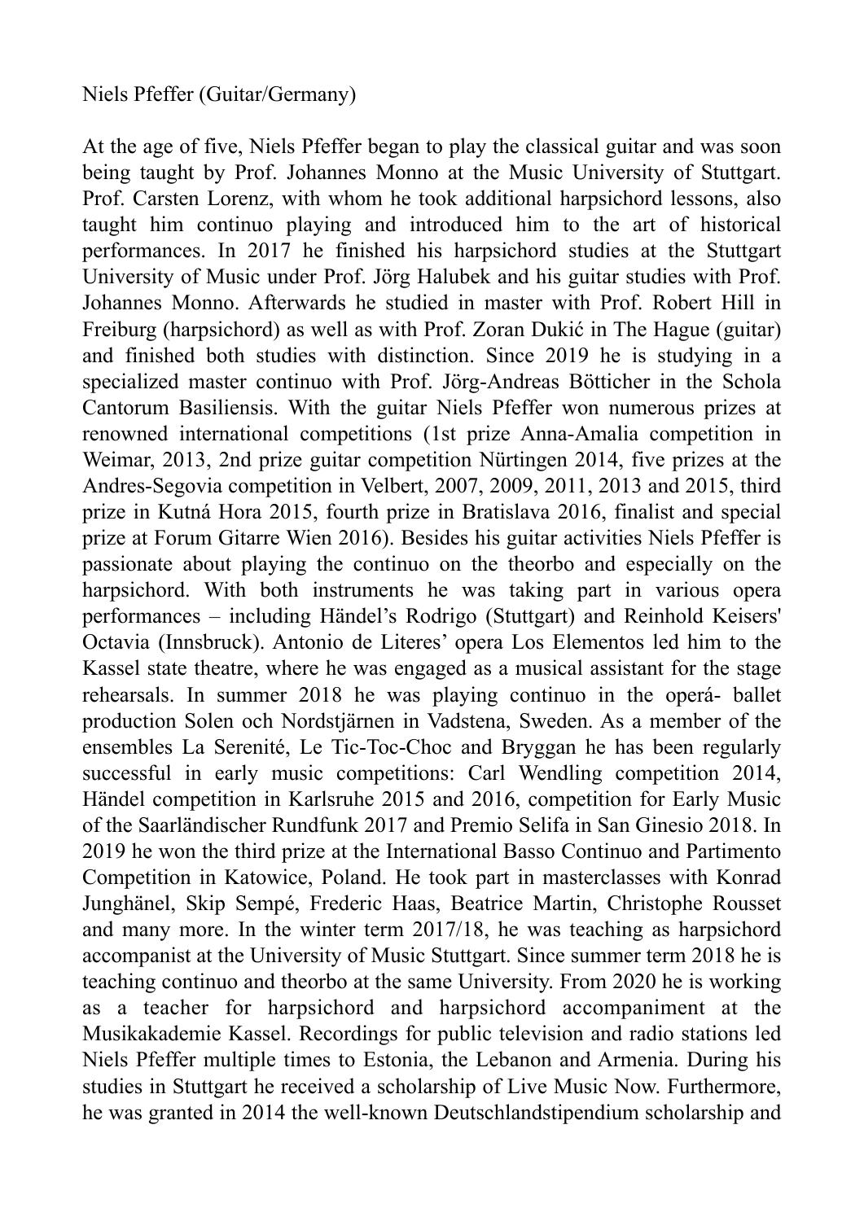Niels Pfeffer (Guitar/Germany)

At the age of five, Niels Pfeffer began to play the classical guitar and was soon being taught by Prof. Johannes Monno at the Music University of Stuttgart. Prof. Carsten Lorenz, with whom he took additional harpsichord lessons, also taught him continuo playing and introduced him to the art of historical performances. In 2017 he finished his harpsichord studies at the Stuttgart University of Music under Prof. Jörg Halubek and his guitar studies with Prof. Johannes Monno. Afterwards he studied in master with Prof. Robert Hill in Freiburg (harpsichord) as well as with Prof. Zoran Dukić in The Hague (guitar) and finished both studies with distinction. Since 2019 he is studying in a specialized master continuo with Prof. Jörg-Andreas Bötticher in the Schola Cantorum Basiliensis. With the guitar Niels Pfeffer won numerous prizes at renowned international competitions (1st prize Anna-Amalia competition in Weimar, 2013, 2nd prize guitar competition Nürtingen 2014, five prizes at the Andres-Segovia competition in Velbert, 2007, 2009, 2011, 2013 and 2015, third prize in Kutná Hora 2015, fourth prize in Bratislava 2016, finalist and special prize at Forum Gitarre Wien 2016). Besides his guitar activities Niels Pfeffer is passionate about playing the continuo on the theorbo and especially on the harpsichord. With both instruments he was taking part in various opera performances – including Händel's Rodrigo (Stuttgart) and Reinhold Keisers' Octavia (Innsbruck). Antonio de Literes' opera Los Elementos led him to the Kassel state theatre, where he was engaged as a musical assistant for the stage rehearsals. In summer 2018 he was playing continuo in the operá- ballet production Solen och Nordstjärnen in Vadstena, Sweden. As a member of the ensembles La Serenité, Le Tic-Toc-Choc and Bryggan he has been regularly successful in early music competitions: Carl Wendling competition 2014, Händel competition in Karlsruhe 2015 and 2016, competition for Early Music of the Saarländischer Rundfunk 2017 and Premio Selifa in San Ginesio 2018. In 2019 he won the third prize at the International Basso Continuo and Partimento Competition in Katowice, Poland. He took part in masterclasses with Konrad Junghänel, Skip Sempé, Frederic Haas, Beatrice Martin, Christophe Rousset and many more. In the winter term 2017/18, he was teaching as harpsichord accompanist at the University of Music Stuttgart. Since summer term 2018 he is teaching continuo and theorbo at the same University. From 2020 he is working as a teacher for harpsichord and harpsichord accompaniment at the Musikakademie Kassel. Recordings for public television and radio stations led Niels Pfeffer multiple times to Estonia, the Lebanon and Armenia. During his studies in Stuttgart he received a scholarship of Live Music Now. Furthermore, he was granted in 2014 the well-known Deutschlandstipendium scholarship and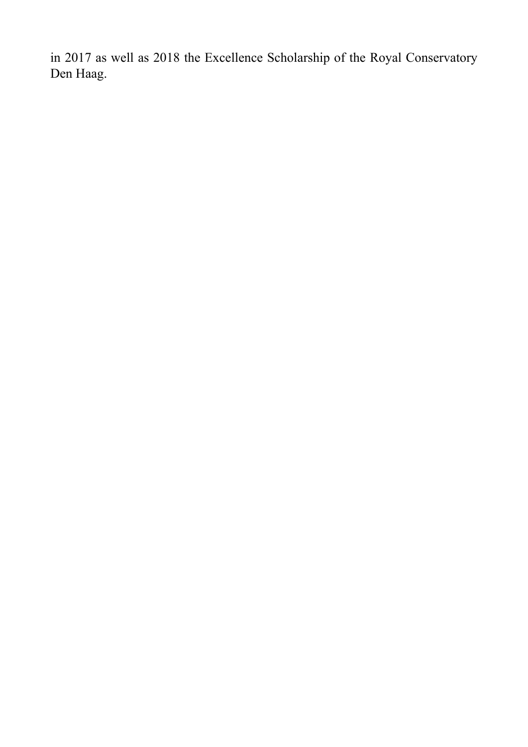in 2017 as well as 2018 the Excellence Scholarship of the Royal Conservatory Den Haag.